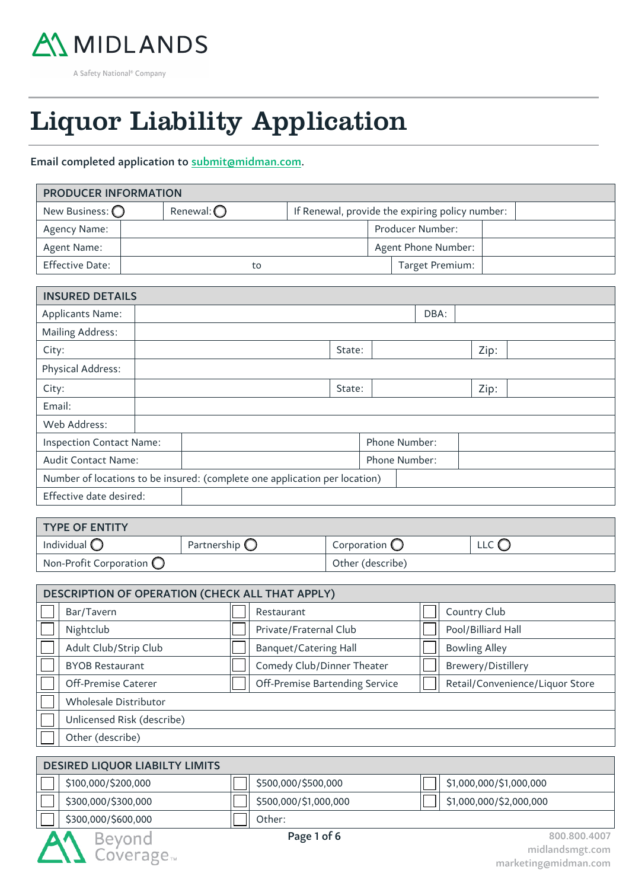MIDLANDS

A Safety National® Company

# Liquor Liability Application

**Email completed application to submit@midman.com.**

| PRODUCER INFORMATION | | | |
|---|---|---|---|
| New Business: ◯ | Renewal: ◯ | If Renewal, provide the expiring policy number: | |
| Agency Name: | | Producer Number: | |
| Agent Name: | | Agent Phone Number: | |
| Effective Date: | to | Target Premium: | |

| INSURED DETAILS | | | | | |
|---|---|---|---|---|---|
| Applicants Name: | | | | DBA: | |
| Mailing Address: | | | | | |
| City: | | State: | | Zip: | |
| Physical Address: | | | | | |
| City: | | State: | | Zip: | |
| Email: | | | | | |
| Web Address: | | | | | |
| Inspection Contact Name: | | Phone Number: | | | |
| Audit Contact Name: | | Phone Number: | | | |
| Number of locations to be insured: (complete one application per location) | | | | | |
| Effective date desired: | | | | | |

| TYPE OF ENTITY | | | |
|---|---|---|---|
| Individual ◯ | Partnership ◯ | Corporation ◯ | LLC ◯ |
| Non-Profit Corporation ◯ | | Other (describe) | |

| DESCRIPTION OF OPERATION (CHECK ALL THAT APPLY) | | | | | |
|---|---|---|---|---|---|
| ☐ | Bar/Tavern | ☐ | Restaurant | ☐ | Country Club |
| ☐ | Nightclub | ☐ | Private/Fraternal Club | ☐ | Pool/Billiard Hall |
| ☐ | Adult Club/Strip Club | ☐ | Banquet/Catering Hall | ☐ | Bowling Alley |
| ☐ | BYOB Restaurant | ☐ | Comedy Club/Dinner Theater | ☐ | Brewery/Distillery |
| ☐ | Off-Premise Caterer | ☐ | Off-Premise Bartending Service | ☐ | Retail/Convenience/Liquor Store |
| ☐ | Wholesale Distributor | | | | |
| ☐ | Unlicensed Risk (describe) | | | | |
| ☐ | Other (describe) | | | | |

| DESIRED LIQUOR LIABILTY LIMITS | | | | | |
|---|---|---|---|---|---|
| ☐ | $100,000/$200,000 | ☐ | $500,000/$500,000 | ☐ | $1,000,000/$1,000,000 |
| ☐ | $300,000/$300,000 | ☐ | $500,000/$1,000,000 | ☐ | $1,000,000/$2,000,000 |
| ☐ | $300,000/$600,000 | ☐ | Other: | | |

Beyond Coverage™

800.800.4007
midlandsmgt.com
marketing@midman.com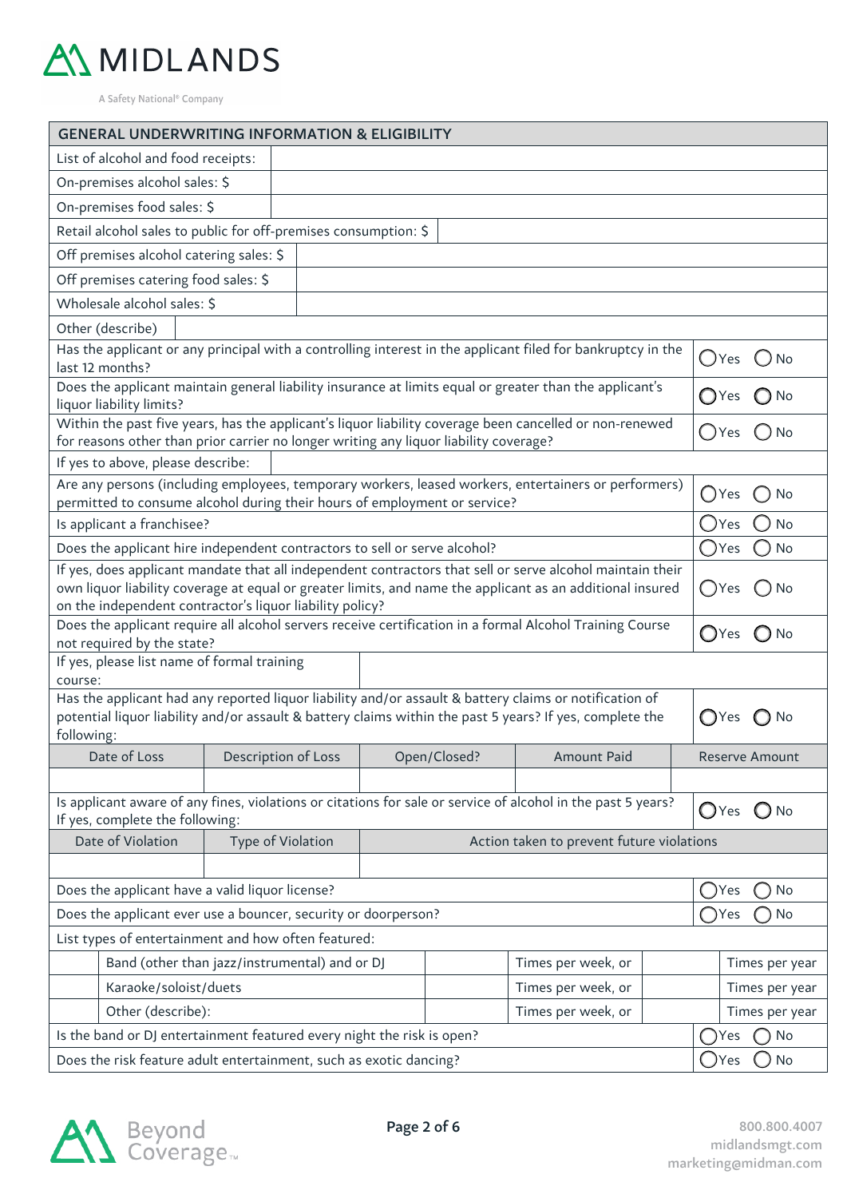MIDLANDS

A Safety National® Company

## GENERAL UNDERWRITING INFORMATION & ELIGIBILITY

| | |
|---|---|
| List of alcohol and food receipts: | |
| On-premises alcohol sales: $ | |
| On-premises food sales: $ | |
| Retail alcohol sales to public for off-premises consumption: $ | |
| Off premises alcohol catering sales: $ | |
| Off premises catering food sales: $ | |
| Wholesale alcohol sales: $ | |
| Other (describe) | |

| | |
|---|---|
| Has the applicant or any principal with a controlling interest in the applicant filed for bankruptcy in the last 12 months? | ◯ Yes ◯ No |
| Does the applicant maintain general liability insurance at limits equal or greater than the applicant's liquor liability limits? | ◯ Yes ◯ No |
| Within the past five years, has the applicant's liquor liability coverage been cancelled or non-renewed for reasons other than prior carrier no longer writing any liquor liability coverage? | ◯ Yes ◯ No |
| If yes to above, please describe: | |
| Are any persons (including employees, temporary workers, leased workers, entertainers or performers) permitted to consume alcohol during their hours of employment or service? | ◯ Yes ◯ No |
| Is applicant a franchisee? | ◯ Yes ◯ No |
| Does the applicant hire independent contractors to sell or serve alcohol? | ◯ Yes ◯ No |
| If yes, does applicant mandate that all independent contractors that sell or serve alcohol maintain their own liquor liability coverage at equal or greater limits, and name the applicant as an additional insured on the independent contractor's liquor liability policy? | ◯ Yes ◯ No |
| Does the applicant require all alcohol servers receive certification in a formal Alcohol Training Course not required by the state? | ◯ Yes ◯ No |
| If yes, please list name of formal training course: | |
| Has the applicant had any reported liquor liability and/or assault & battery claims or notification of potential liquor liability and/or assault & battery claims within the past 5 years? If yes, complete the following: | ◯ Yes ◯ No |

| Date of Loss | Description of Loss | Open/Closed? | Amount Paid | Reserve Amount |
|---|---|---|---|---|
| | | | | |

| | |
|---|---|
| Is applicant aware of any fines, violations or citations for sale or service of alcohol in the past 5 years? If yes, complete the following: | ◯ Yes ◯ No |

| Date of Violation | Type of Violation | Action taken to prevent future violations |
|---|---|---|
| | | |

| | |
|---|---|
| Does the applicant have a valid liquor license? | ◯ Yes ◯ No |
| Does the applicant ever use a bouncer, security or doorperson? | ◯ Yes ◯ No |

List types of entertainment and how often featured:

| | | | | | |
|---|---|---|---|---|---|
| | Band (other than jazz/instrumental) and or DJ | | Times per week, or | | Times per year |
| | Karaoke/soloist/duets | | Times per week, or | | Times per year |
| | Other (describe): | | Times per week, or | | Times per year |

| | |
|---|---|
| Is the band or DJ entertainment featured every night the risk is open? | ◯ Yes ◯ No |
| Does the risk feature adult entertainment, such as exotic dancing? | ◯ Yes ◯ No |

Beyond Coverage™

800.800.4007
midlandsmgt.com
marketing@midman.com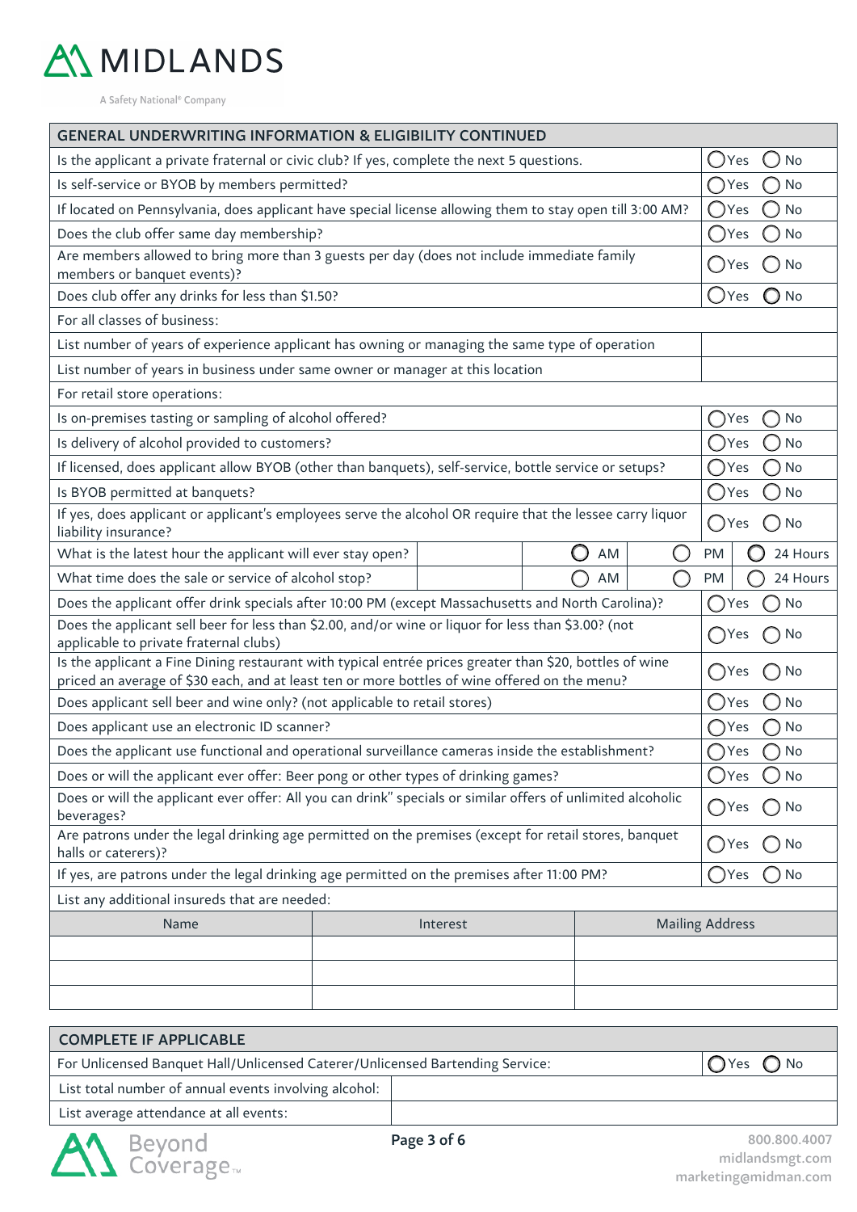# MIDLANDS

A Safety National® Company

| GENERAL UNDERWRITING INFORMATION & ELIGIBILITY CONTINUED | | | | | |
|---|---|---|---|---|---|
| Is the applicant a private fraternal or civic club? If yes, complete the next 5 questions. | | | | | ◯ Yes ◯ No |
| Is self-service or BYOB by members permitted? | | | | | ◯ Yes ◯ No |
| If located on Pennsylvania, does applicant have special license allowing them to stay open till 3:00 AM? | | | | | ◯ Yes ◯ No |
| Does the club offer same day membership? | | | | | ◯ Yes ◯ No |
| Are members allowed to bring more than 3 guests per day (does not include immediate family members or banquet events)? | | | | | ◯ Yes ◯ No |
| Does club offer any drinks for less than $1.50? | | | | | ◯ Yes ◯ No |
| For all classes of business: | | | | | |
| List number of years of experience applicant has owning or managing the same type of operation | | | | | |
| List number of years in business under same owner or manager at this location | | | | | |
| For retail store operations: | | | | | |
| Is on-premises tasting or sampling of alcohol offered? | | | | | ◯ Yes ◯ No |
| Is delivery of alcohol provided to customers? | | | | | ◯ Yes ◯ No |
| If licensed, does applicant allow BYOB (other than banquets), self-service, bottle service or setups? | | | | | ◯ Yes ◯ No |
| Is BYOB permitted at banquets? | | | | | ◯ Yes ◯ No |
| If yes, does applicant or applicant's employees serve the alcohol OR require that the lessee carry liquor liability insurance? | | | | | ◯ Yes ◯ No |
| What is the latest hour the applicant will ever stay open? | | ◯ AM | ◯ PM | ◯ 24 Hours | |
| What time does the sale or service of alcohol stop? | | ◯ AM | ◯ PM | ◯ 24 Hours | |
| Does the applicant offer drink specials after 10:00 PM (except Massachusetts and North Carolina)? | | | | | ◯ Yes ◯ No |
| Does the applicant sell beer for less than $2.00, and/or wine or liquor for less than $3.00? (not applicable to private fraternal clubs) | | | | | ◯ Yes ◯ No |
| Is the applicant a Fine Dining restaurant with typical entrée prices greater than $20, bottles of wine priced an average of $30 each, and at least ten or more bottles of wine offered on the menu? | | | | | ◯ Yes ◯ No |
| Does applicant sell beer and wine only? (not applicable to retail stores) | | | | | ◯ Yes ◯ No |
| Does applicant use an electronic ID scanner? | | | | | ◯ Yes ◯ No |
| Does the applicant use functional and operational surveillance cameras inside the establishment? | | | | | ◯ Yes ◯ No |
| Does or will the applicant ever offer: Beer pong or other types of drinking games? | | | | | ◯ Yes ◯ No |
| Does or will the applicant ever offer: All you can drink" specials or similar offers of unlimited alcoholic beverages? | | | | | ◯ Yes ◯ No |
| Are patrons under the legal drinking age permitted on the premises (except for retail stores, banquet halls or caterers)? | | | | | ◯ Yes ◯ No |
| If yes, are patrons under the legal drinking age permitted on the premises after 11:00 PM? | | | | | ◯ Yes ◯ No |
| List any additional insureds that are needed: | | | | | |

| Name | Interest | Mailing Address |
|---|---|---|
| | | |
| | | |
| | | |

| COMPLETE IF APPLICABLE | |
|---|---|
| For Unlicensed Banquet Hall/Unlicensed Caterer/Unlicensed Bartending Service: | ◯ Yes ◯ No |
| List total number of annual events involving alcohol: | |
| List average attendance at all events: | |

Beyond Coverage™

800.800.4007
midlandsmgt.com
marketing@midman.com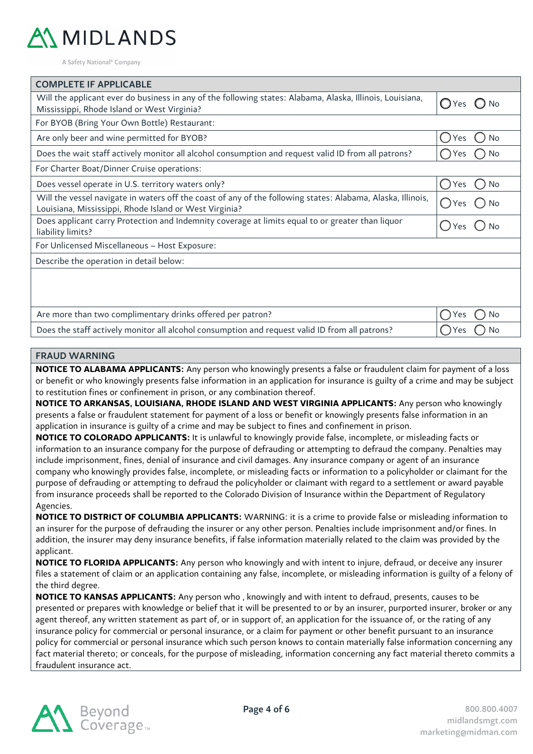MIDLANDS

A Safety National® Company

| COMPLETE IF APPLICABLE | |
|---|---|
| Will the applicant ever do business in any of the following states: Alabama, Alaska, Illinois, Louisiana, Mississippi, Rhode Island or West Virginia? | ◯ Yes ◯ No |
| For BYOB (Bring Your Own Bottle) Restaurant: | |
| Are only beer and wine permitted for BYOB? | ◯ Yes ◯ No |
| Does the wait staff actively monitor all alcohol consumption and request valid ID from all patrons? | ◯ Yes ◯ No |
| For Charter Boat/Dinner Cruise operations: | |
| Does vessel operate in U.S. territory waters only? | ◯ Yes ◯ No |
| Will the vessel navigate in waters off the coast of any of the following states: Alabama, Alaska, Illinois, Louisiana, Mississippi, Rhode Island or West Virginia? | ◯ Yes ◯ No |
| Does applicant carry Protection and Indemnity coverage at limits equal to or greater than liquor liability limits? | ◯ Yes ◯ No |
| For Unlicensed Miscellaneous – Host Exposure: | |
| Describe the operation in detail below: | |
| | |
| Are more than two complimentary drinks offered per patron? | ◯ Yes ◯ No |
| Does the staff actively monitor all alcohol consumption and request valid ID from all patrons? | ◯ Yes ◯ No |

## FRAUD WARNING

**NOTICE TO ALABAMA APPLICANTS:** Any person who knowingly presents a false or fraudulent claim for payment of a loss or benefit or who knowingly presents false information in an application for insurance is guilty of a crime and may be subject to restitution fines or confinement in prison, or any combination thereof.

**NOTICE TO ARKANSAS, LOUISIANA, RHODE ISLAND AND WEST VIRGINIA APPLICANTS:** Any person who knowingly presents a false or fraudulent statement for payment of a loss or benefit or knowingly presents false information in an application in insurance is guilty of a crime and may be subject to fines and confinement in prison.

**NOTICE TO COLORADO APPLICANTS:** It is unlawful to knowingly provide false, incomplete, or misleading facts or information to an insurance company for the purpose of defrauding or attempting to defraud the company. Penalties may include imprisonment, fines, denial of insurance and civil damages. Any insurance company or agent of an insurance company who knowingly provides false, incomplete, or misleading facts or information to a policyholder or claimant for the purpose of defrauding or attempting to defraud the policyholder or claimant with regard to a settlement or award payable from insurance proceeds shall be reported to the Colorado Division of Insurance within the Department of Regulatory Agencies.

**NOTICE TO DISTRICT OF COLUMBIA APPLICANTS:** WARNING: it is a crime to provide false or misleading information to an insurer for the purpose of defrauding the insurer or any other person. Penalties include imprisonment and/or fines. In addition, the insurer may deny insurance benefits, if false information materially related to the claim was provided by the applicant.

**NOTICE TO FLORIDA APPLICANTS:** Any person who knowingly and with intent to injure, defraud, or deceive any insurer files a statement of claim or an application containing any false, incomplete, or misleading information is guilty of a felony of the third degree.

**NOTICE TO KANSAS APPLICANTS:** Any person who , knowingly and with intent to defraud, presents, causes to be presented or prepares with knowledge or belief that it will be presented to or by an insurer, purported insurer, broker or any agent thereof, any written statement as part of, or in support of, an application for the issuance of, or the rating of any insurance policy for commercial or personal insurance, or a claim for payment or other benefit pursuant to an insurance policy for commercial or personal insurance which such person knows to contain materially false information concerning any fact material thereto; or conceals, for the purpose of misleading, information concerning any fact material thereto commits a fraudulent insurance act.

Beyond Coverage™

800.800.4007
midlandsmgt.com
marketing@midman.com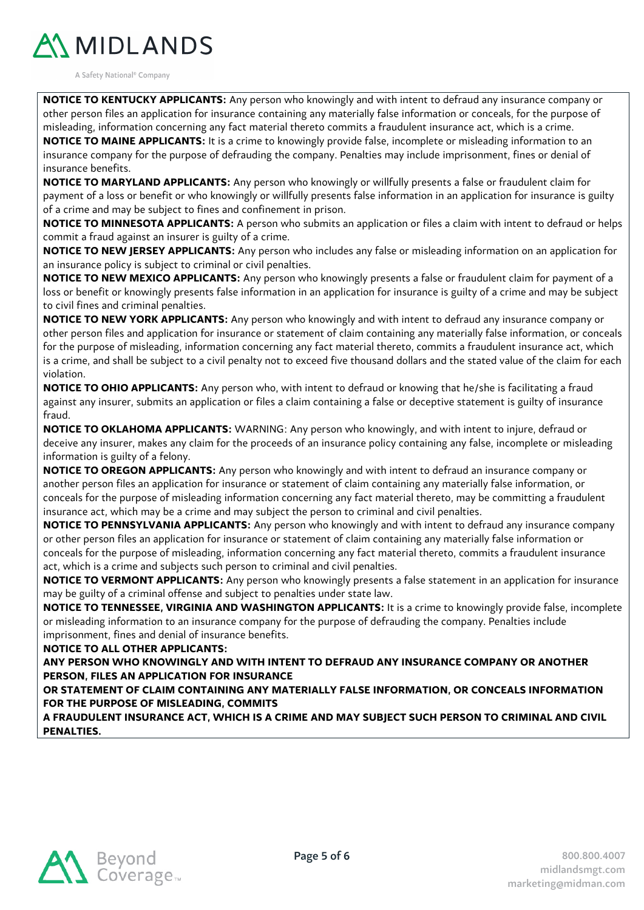**NOTICE TO KENTUCKY APPLICANTS:** Any person who knowingly and with intent to defraud any insurance company or other person files an application for insurance containing any materially false information or conceals, for the purpose of misleading, information concerning any fact material thereto commits a fraudulent insurance act, which is a crime.

**NOTICE TO MAINE APPLICANTS:** It is a crime to knowingly provide false, incomplete or misleading information to an insurance company for the purpose of defrauding the company. Penalties may include imprisonment, fines or denial of insurance benefits.

**NOTICE TO MARYLAND APPLICANTS:** Any person who knowingly or willfully presents a false or fraudulent claim for payment of a loss or benefit or who knowingly or willfully presents false information in an application for insurance is guilty of a crime and may be subject to fines and confinement in prison.

**NOTICE TO MINNESOTA APPLICANTS:** A person who submits an application or files a claim with intent to defraud or helps commit a fraud against an insurer is guilty of a crime.

**NOTICE TO NEW JERSEY APPLICANTS:** Any person who includes any false or misleading information on an application for an insurance policy is subject to criminal or civil penalties.

**NOTICE TO NEW MEXICO APPLICANTS:** Any person who knowingly presents a false or fraudulent claim for payment of a loss or benefit or knowingly presents false information in an application for insurance is guilty of a crime and may be subject to civil fines and criminal penalties.

**NOTICE TO NEW YORK APPLICANTS:** Any person who knowingly and with intent to defraud any insurance company or other person files and application for insurance or statement of claim containing any materially false information, or conceals for the purpose of misleading, information concerning any fact material thereto, commits a fraudulent insurance act, which is a crime, and shall be subject to a civil penalty not to exceed five thousand dollars and the stated value of the claim for each violation.

**NOTICE TO OHIO APPLICANTS:** Any person who, with intent to defraud or knowing that he/she is facilitating a fraud against any insurer, submits an application or files a claim containing a false or deceptive statement is guilty of insurance fraud.

**NOTICE TO OKLAHOMA APPLICANTS:** WARNING: Any person who knowingly, and with intent to injure, defraud or deceive any insurer, makes any claim for the proceeds of an insurance policy containing any false, incomplete or misleading information is guilty of a felony.

**NOTICE TO OREGON APPLICANTS:** Any person who knowingly and with intent to defraud an insurance company or another person files an application for insurance or statement of claim containing any materially false information, or conceals for the purpose of misleading information concerning any fact material thereto, may be committing a fraudulent insurance act, which may be a crime and may subject the person to criminal and civil penalties.

**NOTICE TO PENNSYLVANIA APPLICANTS:** Any person who knowingly and with intent to defraud any insurance company or other person files an application for insurance or statement of claim containing any materially false information or conceals for the purpose of misleading, information concerning any fact material thereto, commits a fraudulent insurance act, which is a crime and subjects such person to criminal and civil penalties.

**NOTICE TO VERMONT APPLICANTS:** Any person who knowingly presents a false statement in an application for insurance may be guilty of a criminal offense and subject to penalties under state law.

**NOTICE TO TENNESSEE, VIRGINIA AND WASHINGTON APPLICANTS:** It is a crime to knowingly provide false, incomplete or misleading information to an insurance company for the purpose of defrauding the company. Penalties include imprisonment, fines and denial of insurance benefits.

**NOTICE TO ALL OTHER APPLICANTS:**

**ANY PERSON WHO KNOWINGLY AND WITH INTENT TO DEFRAUD ANY INSURANCE COMPANY OR ANOTHER PERSON, FILES AN APPLICATION FOR INSURANCE OR STATEMENT OF CLAIM CONTAINING ANY MATERIALLY FALSE INFORMATION, OR CONCEALS INFORMATION FOR THE PURPOSE OF MISLEADING, COMMITS A FRAUDULENT INSURANCE ACT, WHICH IS A CRIME AND MAY SUBJECT SUCH PERSON TO CRIMINAL AND CIVIL PENALTIES.**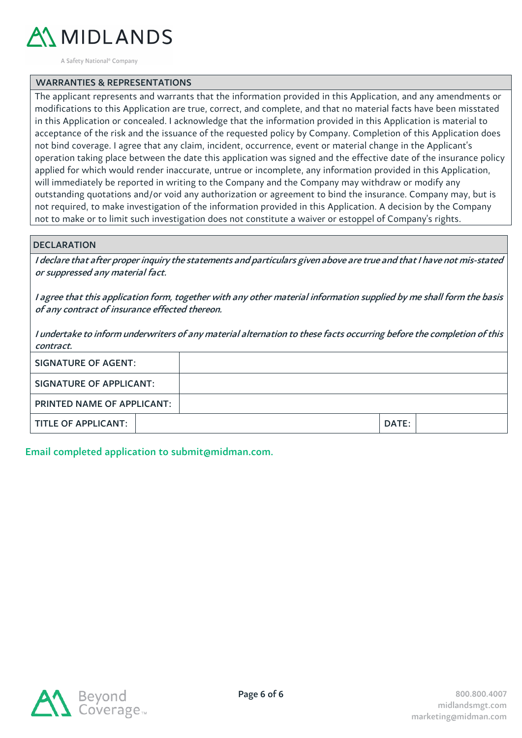## WARRANTIES & REPRESENTATIONS

The applicant represents and warrants that the information provided in this Application, and any amendments or modifications to this Application are true, correct, and complete, and that no material facts have been misstated in this Application or concealed. I acknowledge that the information provided in this Application is material to acceptance of the risk and the issuance of the requested policy by Company. Completion of this Application does not bind coverage. I agree that any claim, incident, occurrence, event or material change in the Applicant's operation taking place between the date this application was signed and the effective date of the insurance policy applied for which would render inaccurate, untrue or incomplete, any information provided in this Application, will immediately be reported in writing to the Company and the Company may withdraw or modify any outstanding quotations and/or void any authorization or agreement to bind the insurance. Company may, but is not required, to make investigation of the information provided in this Application. A decision by the Company not to make or to limit such investigation does not constitute a waiver or estoppel of Company's rights.

## DECLARATION

***I declare that after proper inquiry the statements and particulars given above are true and that I have not mis-stated or suppressed any material fact.***

***I agree that this application form, together with any other material information supplied by me shall form the basis of any contract of insurance effected thereon.***

***I undertake to inform underwriters of any material alternation to these facts occurring before the completion of this contract.***

| | | | |
|---|---|---|---|
| SIGNATURE OF AGENT: | | | |
| SIGNATURE OF APPLICANT: | | | |
| PRINTED NAME OF APPLICANT: | | | |
| TITLE OF APPLICANT: | | DATE: | |

Email completed application to submit@midman.com.

800.800.4007
midlandsmgt.com
marketing@midman.com